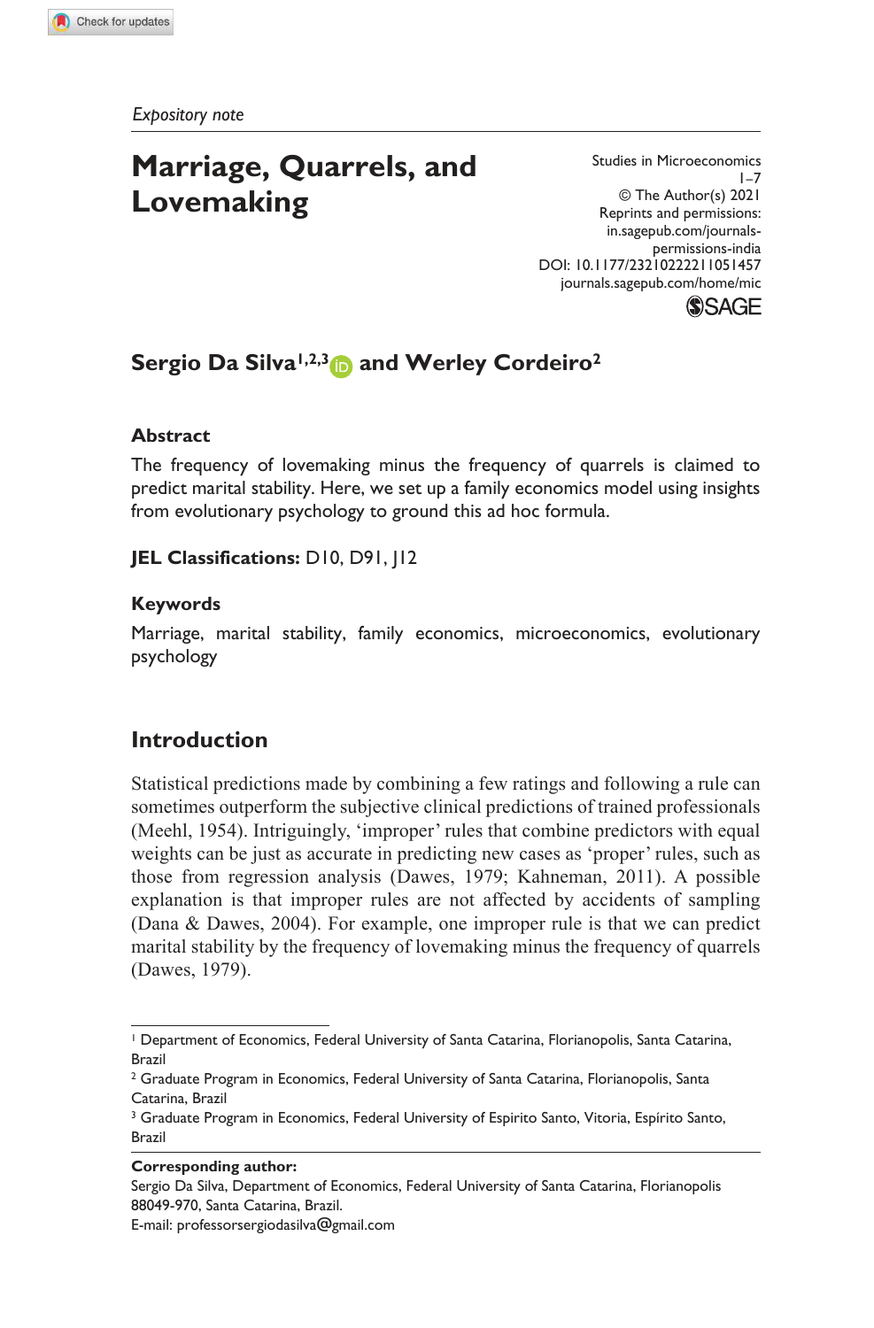*Expository note*

# Marriage, Quarrels, and Lovemaking

Studies in Microeconomics
1–7
© The Author(s) 2021
Reprints and permissions:
in.sagepub.com/journals-permissions-india
DOI: 10.1177/23210222211051457
journals.sagepub.com/home/mic

**Sergio Da Silva[1,2,3] and Werley Cordeiro[2]**

## Abstract

The frequency of lovemaking minus the frequency of quarrels is claimed to predict marital stability. Here, we set up a family economics model using insights from evolutionary psychology to ground this ad hoc formula.

**JEL Classifications:** D10, D91, J12

## Keywords

Marriage, marital stability, family economics, microeconomics, evolutionary psychology

## Introduction

Statistical predictions made by combining a few ratings and following a rule can sometimes outperform the subjective clinical predictions of trained professionals (Meehl, 1954). Intriguingly, 'improper' rules that combine predictors with equal weights can be just as accurate in predicting new cases as 'proper' rules, such as those from regression analysis (Dawes, 1979; Kahneman, 2011). A possible explanation is that improper rules are not affected by accidents of sampling (Dana & Dawes, 2004). For example, one improper rule is that we can predict marital stability by the frequency of lovemaking minus the frequency of quarrels (Dawes, 1979).

---

[1] Department of Economics, Federal University of Santa Catarina, Florianopolis, Santa Catarina, Brazil
[2] Graduate Program in Economics, Federal University of Santa Catarina, Florianopolis, Santa Catarina, Brazil
[3] Graduate Program in Economics, Federal University of Espirito Santo, Vitoria, Espírito Santo, Brazil

**Corresponding author:**
Sergio Da Silva, Department of Economics, Federal University of Santa Catarina, Florianopolis 88049-970, Santa Catarina, Brazil.
E-mail: professorsergiodasilva@gmail.com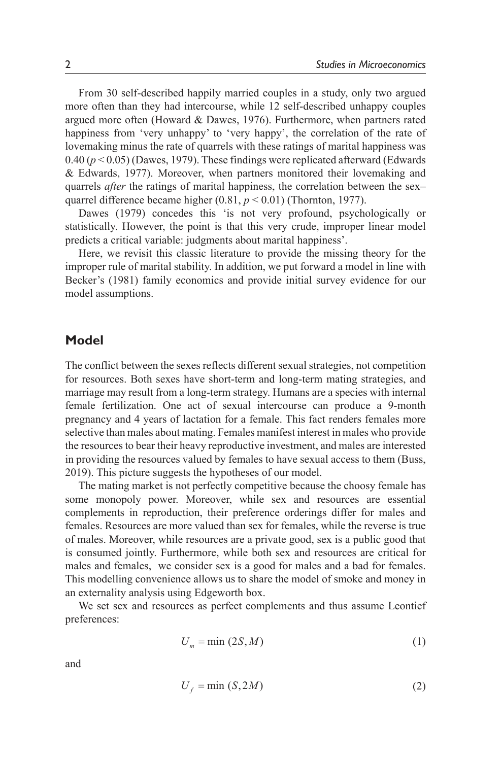From 30 self-described happily married couples in a study, only two argued more often than they had intercourse, while 12 self-described unhappy couples argued more often (Howard & Dawes, 1976). Furthermore, when partners rated happiness from 'very unhappy' to 'very happy', the correlation of the rate of lovemaking minus the rate of quarrels with these ratings of marital happiness was 0.40 ($p < 0.05$) (Dawes, 1979). These findings were replicated afterward (Edwards & Edwards, 1977). Moreover, when partners monitored their lovemaking and quarrels *after* the ratings of marital happiness, the correlation between the sex–quarrel difference became higher (0.81, $p < 0.01$) (Thornton, 1977).

Dawes (1979) concedes this 'is not very profound, psychologically or statistically. However, the point is that this very crude, improper linear model predicts a critical variable: judgments about marital happiness'.

Here, we revisit this classic literature to provide the missing theory for the improper rule of marital stability. In addition, we put forward a model in line with Becker's (1981) family economics and provide initial survey evidence for our model assumptions.

## Model

The conflict between the sexes reflects different sexual strategies, not competition for resources. Both sexes have short-term and long-term mating strategies, and marriage may result from a long-term strategy. Humans are a species with internal female fertilization. One act of sexual intercourse can produce a 9-month pregnancy and 4 years of lactation for a female. This fact renders females more selective than males about mating. Females manifest interest in males who provide the resources to bear their heavy reproductive investment, and males are interested in providing the resources valued by females to have sexual access to them (Buss, 2019). This picture suggests the hypotheses of our model.

The mating market is not perfectly competitive because the choosy female has some monopoly power. Moreover, while sex and resources are essential complements in reproduction, their preference orderings differ for males and females. Resources are more valued than sex for females, while the reverse is true of males. Moreover, while resources are a private good, sex is a public good that is consumed jointly. Furthermore, while both sex and resources are critical for males and females, we consider sex is a good for males and a bad for females. This modelling convenience allows us to share the model of smoke and money in an externality analysis using Edgeworth box.

We set sex and resources as perfect complements and thus assume Leontief preferences:

$$U_m = \min\,(2S, M) \tag{1}$$

and

$$U_f = \min\,(S, 2M) \tag{2}$$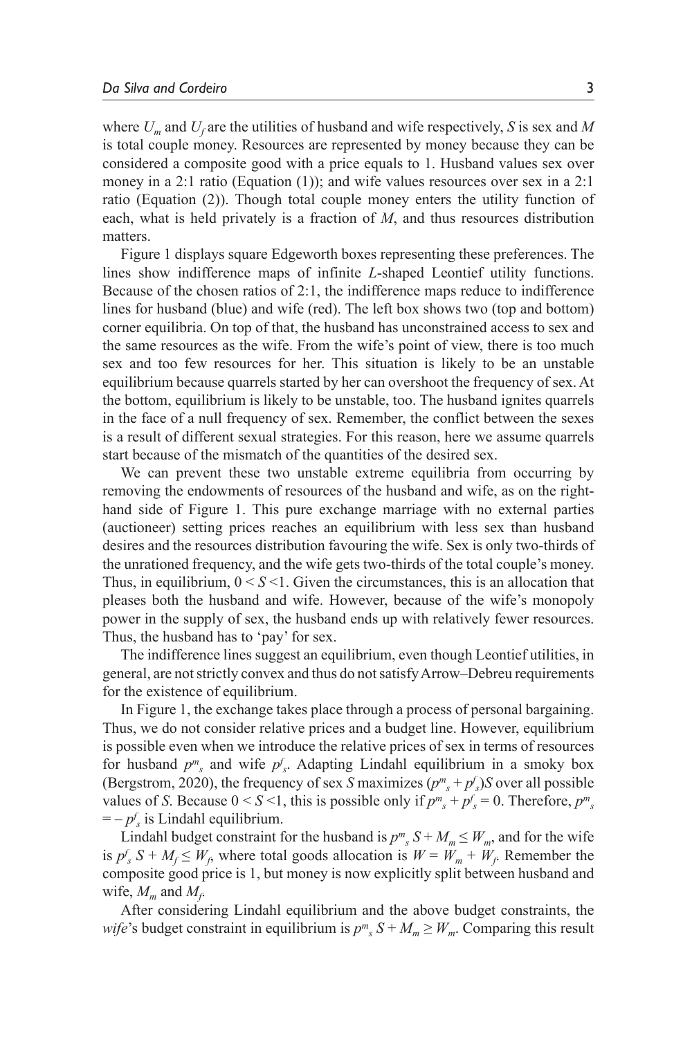where $U_m$ and $U_f$ are the utilities of husband and wife respectively, $S$ is sex and $M$ is total couple money. Resources are represented by money because they can be considered a composite good with a price equals to 1. Husband values sex over money in a 2:1 ratio (Equation (1)); and wife values resources over sex in a 2:1 ratio (Equation (2)). Though total couple money enters the utility function of each, what is held privately is a fraction of $M$, and thus resources distribution matters.

Figure 1 displays square Edgeworth boxes representing these preferences. The lines show indifference maps of infinite *L*-shaped Leontief utility functions. Because of the chosen ratios of 2:1, the indifference maps reduce to indifference lines for husband (blue) and wife (red). The left box shows two (top and bottom) corner equilibria. On top of that, the husband has unconstrained access to sex and the same resources as the wife. From the wife's point of view, there is too much sex and too few resources for her. This situation is likely to be an unstable equilibrium because quarrels started by her can overshoot the frequency of sex. At the bottom, equilibrium is likely to be unstable, too. The husband ignites quarrels in the face of a null frequency of sex. Remember, the conflict between the sexes is a result of different sexual strategies. For this reason, here we assume quarrels start because of the mismatch of the quantities of the desired sex.

We can prevent these two unstable extreme equilibria from occurring by removing the endowments of resources of the husband and wife, as on the right-hand side of Figure 1. This pure exchange marriage with no external parties (auctioneer) setting prices reaches an equilibrium with less sex than husband desires and the resources distribution favouring the wife. Sex is only two-thirds of the unrationed frequency, and the wife gets two-thirds of the total couple's money. Thus, in equilibrium, $0 < S < 1$. Given the circumstances, this is an allocation that pleases both the husband and wife. However, because of the wife's monopoly power in the supply of sex, the husband ends up with relatively fewer resources. Thus, the husband has to 'pay' for sex.

The indifference lines suggest an equilibrium, even though Leontief utilities, in general, are not strictly convex and thus do not satisfy Arrow–Debreu requirements for the existence of equilibrium.

In Figure 1, the exchange takes place through a process of personal bargaining. Thus, we do not consider relative prices and a budget line. However, equilibrium is possible even when we introduce the relative prices of sex in terms of resources for husband $p^m_s$ and wife $p^f_s$. Adapting Lindahl equilibrium in a smoky box (Bergstrom, 2020), the frequency of sex $S$ maximizes $(p^m_s + p^f_s)S$ over all possible values of $S$. Because $0 < S < 1$, this is possible only if $p^m_s + p^f_s = 0$. Therefore, $p^m_s = -p^f_s$ is Lindahl equilibrium.

Lindahl budget constraint for the husband is $p^m_s S + M_m \leq W_m$, and for the wife is $p^f_s S + M_f \leq W_f$, where total goods allocation is $W = W_m + W_f$. Remember the composite good price is 1, but money is now explicitly split between husband and wife, $M_m$ and $M_f$.

After considering Lindahl equilibrium and the above budget constraints, the *wife*'s budget constraint in equilibrium is $p^m_s S + M_m \geq W_m$. Comparing this result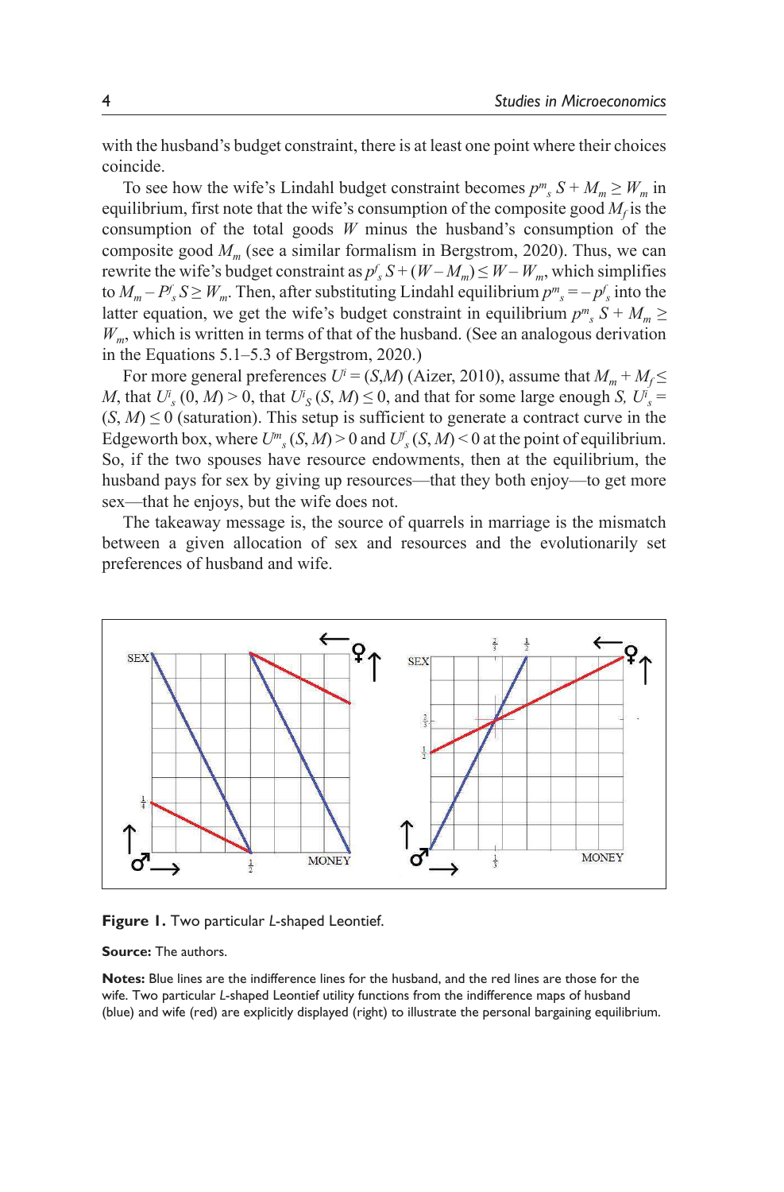with the husband's budget constraint, there is at least one point where their choices coincide.

To see how the wife's Lindahl budget constraint becomes $p^m_s S + M_m \geq W_m$ in equilibrium, first note that the wife's consumption of the composite good $M_f$ is the consumption of the total goods $W$ minus the husband's consumption of the composite good $M_m$ (see a similar formalism in Bergstrom, 2020). Thus, we can rewrite the wife's budget constraint as $p^f_s S + (W - M_m) \leq W - W_m$, which simplifies to $M_m - P^f_s S \geq W_m$. Then, after substituting Lindahl equilibrium $p^m_s = -p^f_s$ into the latter equation, we get the wife's budget constraint in equilibrium $p^m_s S + M_m \geq W_m$, which is written in terms of that of the husband. (See an analogous derivation in the Equations 5.1–5.3 of Bergstrom, 2020.)

For more general preferences $U^i = (S,M)$ (Aizer, 2010), assume that $M_m + M_f \leq M$, that $U^i_s(0, M) > 0$, that $U^i_S(S, M) \leq 0$, and that for some large enough $S$, $U^i_s = (S, M) \leq 0$ (saturation). This setup is sufficient to generate a contract curve in the Edgeworth box, where $U^m_s(S, M) > 0$ and $U^f_s(S, M) < 0$ at the point of equilibrium. So, if the two spouses have resource endowments, then at the equilibrium, the husband pays for sex by giving up resources—that they both enjoy—to get more sex—that he enjoys, but the wife does not.

The takeaway message is, the source of quarrels in marriage is the mismatch between a given allocation of sex and resources and the evolutionarily set preferences of husband and wife.

**Figure 1.** Two particular *L*-shaped Leontief.

**Source:** The authors.

**Notes:** Blue lines are the indifference lines for the husband, and the red lines are those for the wife. Two particular *L*-shaped Leontief utility functions from the indifference maps of husband (blue) and wife (red) are explicitly displayed (right) to illustrate the personal bargaining equilibrium.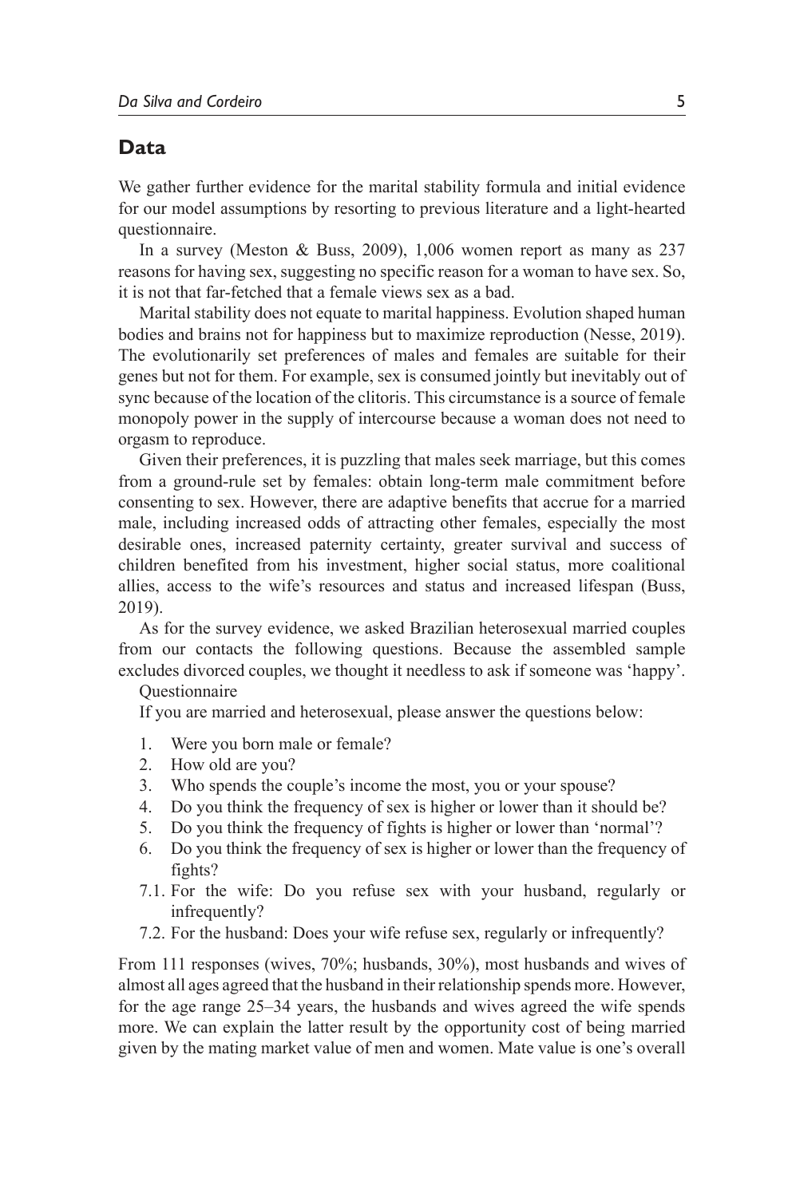## Data

We gather further evidence for the marital stability formula and initial evidence for our model assumptions by resorting to previous literature and a light-hearted questionnaire.

In a survey (Meston & Buss, 2009), 1,006 women report as many as 237 reasons for having sex, suggesting no specific reason for a woman to have sex. So, it is not that far-fetched that a female views sex as a bad.

Marital stability does not equate to marital happiness. Evolution shaped human bodies and brains not for happiness but to maximize reproduction (Nesse, 2019). The evolutionarily set preferences of males and females are suitable for their genes but not for them. For example, sex is consumed jointly but inevitably out of sync because of the location of the clitoris. This circumstance is a source of female monopoly power in the supply of intercourse because a woman does not need to orgasm to reproduce.

Given their preferences, it is puzzling that males seek marriage, but this comes from a ground-rule set by females: obtain long-term male commitment before consenting to sex. However, there are adaptive benefits that accrue for a married male, including increased odds of attracting other females, especially the most desirable ones, increased paternity certainty, greater survival and success of children benefited from his investment, higher social status, more coalitional allies, access to the wife's resources and status and increased lifespan (Buss, 2019).

As for the survey evidence, we asked Brazilian heterosexual married couples from our contacts the following questions. Because the assembled sample excludes divorced couples, we thought it needless to ask if someone was 'happy'.

Questionnaire

If you are married and heterosexual, please answer the questions below:

1. Were you born male or female?
2. How old are you?
3. Who spends the couple's income the most, you or your spouse?
4. Do you think the frequency of sex is higher or lower than it should be?
5. Do you think the frequency of fights is higher or lower than 'normal'?
6. Do you think the frequency of sex is higher or lower than the frequency of fights?

7.1. For the wife: Do you refuse sex with your husband, regularly or infrequently?

7.2. For the husband: Does your wife refuse sex, regularly or infrequently?

From 111 responses (wives, 70%; husbands, 30%), most husbands and wives of almost all ages agreed that the husband in their relationship spends more. However, for the age range 25–34 years, the husbands and wives agreed the wife spends more. We can explain the latter result by the opportunity cost of being married given by the mating market value of men and women. Mate value is one's overall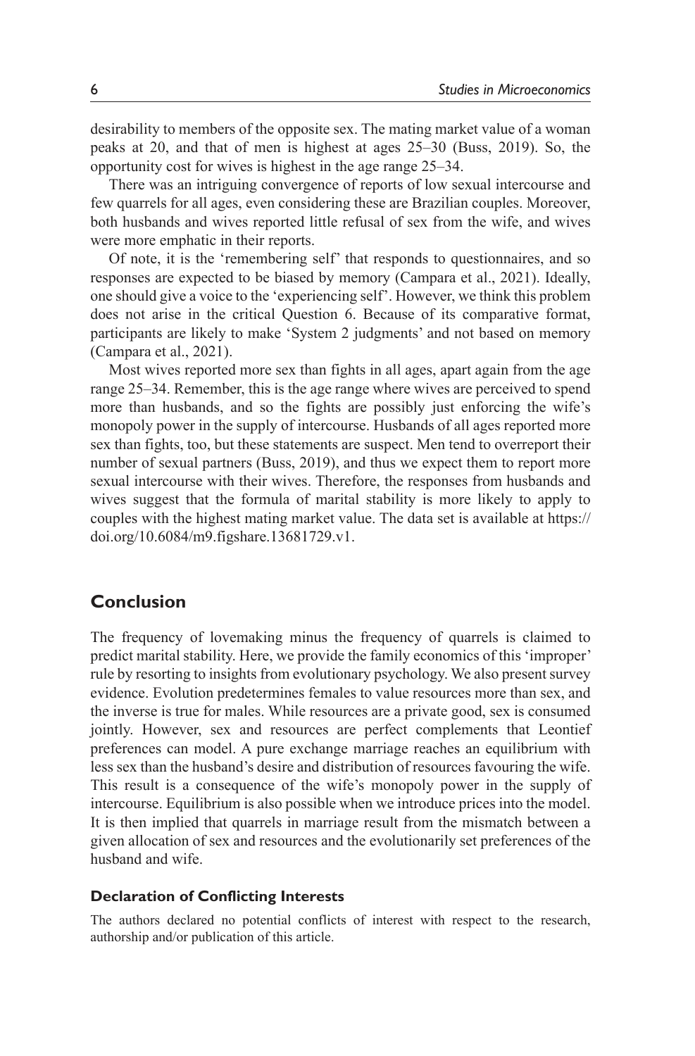desirability to members of the opposite sex. The mating market value of a woman peaks at 20, and that of men is highest at ages 25–30 (Buss, 2019). So, the opportunity cost for wives is highest in the age range 25–34.

There was an intriguing convergence of reports of low sexual intercourse and few quarrels for all ages, even considering these are Brazilian couples. Moreover, both husbands and wives reported little refusal of sex from the wife, and wives were more emphatic in their reports.

Of note, it is the 'remembering self' that responds to questionnaires, and so responses are expected to be biased by memory (Campara et al., 2021). Ideally, one should give a voice to the 'experiencing self'. However, we think this problem does not arise in the critical Question 6. Because of its comparative format, participants are likely to make 'System 2 judgments' and not based on memory (Campara et al., 2021).

Most wives reported more sex than fights in all ages, apart again from the age range 25–34. Remember, this is the age range where wives are perceived to spend more than husbands, and so the fights are possibly just enforcing the wife's monopoly power in the supply of intercourse. Husbands of all ages reported more sex than fights, too, but these statements are suspect. Men tend to overreport their number of sexual partners (Buss, 2019), and thus we expect them to report more sexual intercourse with their wives. Therefore, the responses from husbands and wives suggest that the formula of marital stability is more likely to apply to couples with the highest mating market value. The data set is available at https://doi.org/10.6084/m9.figshare.13681729.v1.

## Conclusion

The frequency of lovemaking minus the frequency of quarrels is claimed to predict marital stability. Here, we provide the family economics of this 'improper' rule by resorting to insights from evolutionary psychology. We also present survey evidence. Evolution predetermines females to value resources more than sex, and the inverse is true for males. While resources are a private good, sex is consumed jointly. However, sex and resources are perfect complements that Leontief preferences can model. A pure exchange marriage reaches an equilibrium with less sex than the husband's desire and distribution of resources favouring the wife. This result is a consequence of the wife's monopoly power in the supply of intercourse. Equilibrium is also possible when we introduce prices into the model. It is then implied that quarrels in marriage result from the mismatch between a given allocation of sex and resources and the evolutionarily set preferences of the husband and wife.

### Declaration of Conflicting Interests

The authors declared no potential conflicts of interest with respect to the research, authorship and/or publication of this article.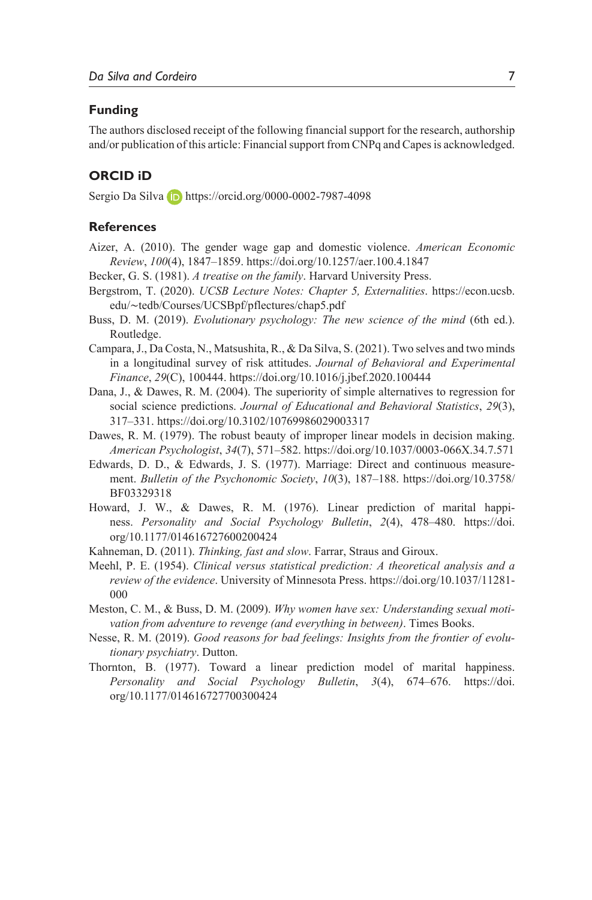## Funding

The authors disclosed receipt of the following financial support for the research, authorship and/or publication of this article: Financial support from CNPq and Capes is acknowledged.

## ORCID iD

Sergio Da Silva https://orcid.org/0000-0002-7987-4098

## References

Aizer, A. (2010). The gender wage gap and domestic violence. *American Economic Review*, *100*(4), 1847–1859. https://doi.org/10.1257/aer.100.4.1847

Becker, G. S. (1981). *A treatise on the family*. Harvard University Press.

Bergstrom, T. (2020). *UCSB Lecture Notes: Chapter 5, Externalities*. https://econ.ucsb.edu/~tedb/Courses/UCSBpf/pflectures/chap5.pdf

Buss, D. M. (2019). *Evolutionary psychology: The new science of the mind* (6th ed.). Routledge.

Campara, J., Da Costa, N., Matsushita, R., & Da Silva, S. (2021). Two selves and two minds in a longitudinal survey of risk attitudes. *Journal of Behavioral and Experimental Finance*, *29*(C), 100444. https://doi.org/10.1016/j.jbef.2020.100444

Dana, J., & Dawes, R. M. (2004). The superiority of simple alternatives to regression for social science predictions. *Journal of Educational and Behavioral Statistics*, *29*(3), 317–331. https://doi.org/10.3102/10769986029003317

Dawes, R. M. (1979). The robust beauty of improper linear models in decision making. *American Psychologist*, *34*(7), 571–582. https://doi.org/10.1037/0003-066X.34.7.571

Edwards, D. D., & Edwards, J. S. (1977). Marriage: Direct and continuous measurement. *Bulletin of the Psychonomic Society*, *10*(3), 187–188. https://doi.org/10.3758/BF03329318

Howard, J. W., & Dawes, R. M. (1976). Linear prediction of marital happiness. *Personality and Social Psychology Bulletin*, *2*(4), 478–480. https://doi.org/10.1177/014616727600200424

Kahneman, D. (2011). *Thinking, fast and slow*. Farrar, Straus and Giroux.

Meehl, P. E. (1954). *Clinical versus statistical prediction: A theoretical analysis and a review of the evidence*. University of Minnesota Press. https://doi.org/10.1037/11281-000

Meston, C. M., & Buss, D. M. (2009). *Why women have sex: Understanding sexual motivation from adventure to revenge (and everything in between)*. Times Books.

Nesse, R. M. (2019). *Good reasons for bad feelings: Insights from the frontier of evolutionary psychiatry*. Dutton.

Thornton, B. (1977). Toward a linear prediction model of marital happiness. *Personality and Social Psychology Bulletin*, *3*(4), 674–676. https://doi.org/10.1177/014616727700300424